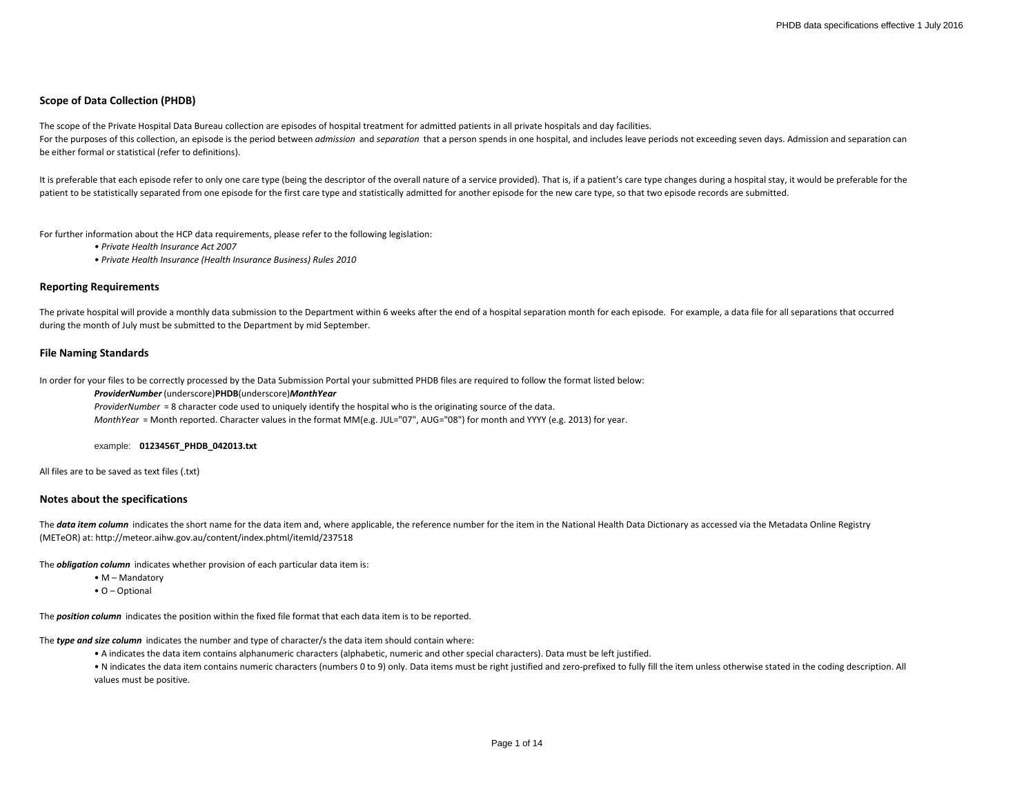## Scope of Data Collection (PHDB)

The scope of the Private Hospital Data Bureau collection are episodes of hospital treatment for admitted patients in all private hospitals and day facilities.
For the purposes of this collection, an episode is the period between *admission* and *separation* that a person spends in one hospital, and includes leave periods not exceeding seven days. Admission and separation can be either formal or statistical (refer to definitions).

It is preferable that each episode refer to only one care type (being the descriptor of the overall nature of a service provided). That is, if a patient's care type changes during a hospital stay, it would be preferable for the patient to be statistically separated from one episode for the first care type and statistically admitted for another episode for the new care type, so that two episode records are submitted.

For further information about the HCP data requirements, please refer to the following legislation:

- *Private Health Insurance Act 2007*
- *Private Health Insurance (Health Insurance Business) Rules 2010*

## Reporting Requirements

The private hospital will provide a monthly data submission to the Department within 6 weeks after the end of a hospital separation month for each episode. For example, a data file for all separations that occurred during the month of July must be submitted to the Department by mid September.

## File Naming Standards

In order for your files to be correctly processed by the Data Submission Portal your submitted PHDB files are required to follow the format listed below:

***ProviderNumber*** (underscore)**PHDB**(underscore)***MonthYear***

*ProviderNumber* = 8 character code used to uniquely identify the hospital who is the originating source of the data.

*MonthYear* = Month reported. Character values in the format MM(e.g. JUL="07", AUG="08") for month and YYYY (e.g. 2013) for year.

example: **0123456T_PHDB_042013.txt**

All files are to be saved as text files (.txt)

## Notes about the specifications

The ***data item column*** indicates the short name for the data item and, where applicable, the reference number for the item in the National Health Data Dictionary as accessed via the Metadata Online Registry (METeOR) at: http://meteor.aihw.gov.au/content/index.phtml/itemId/237518

The ***obligation column*** indicates whether provision of each particular data item is:

- M – Mandatory
- O – Optional

The ***position column*** indicates the position within the fixed file format that each data item is to be reported.

The ***type and size column*** indicates the number and type of character/s the data item should contain where:

- A indicates the data item contains alphanumeric characters (alphabetic, numeric and other special characters). Data must be left justified.
- N indicates the data item contains numeric characters (numbers 0 to 9) only. Data items must be right justified and zero-prefixed to fully fill the item unless otherwise stated in the coding description. All values must be positive.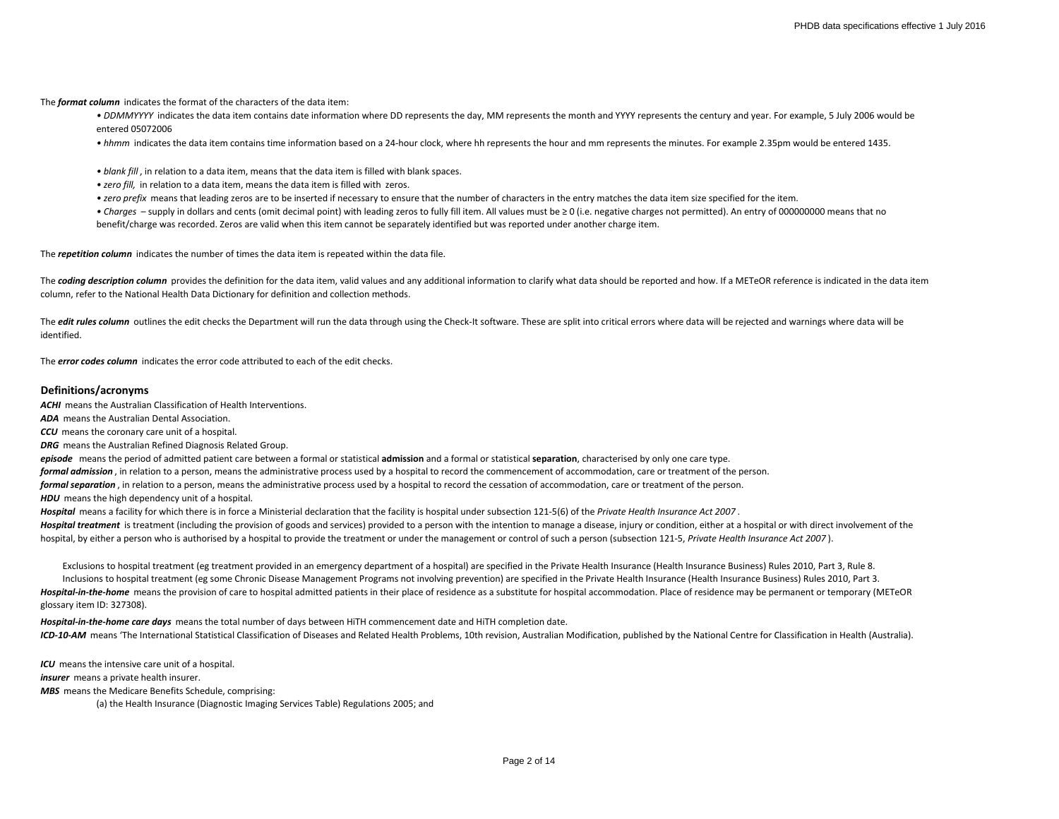The ***format column*** indicates the format of the characters of the data item:

- *DDMMYYYY* indicates the data item contains date information where DD represents the day, MM represents the month and YYYY represents the century and year. For example, 5 July 2006 would be entered 05072006
- *hhmm* indicates the data item contains time information based on a 24-hour clock, where hh represents the hour and mm represents the minutes. For example 2.35pm would be entered 1435.

- *blank fill*, in relation to a data item, means that the data item is filled with blank spaces.
- *zero fill,* in relation to a data item, means the data item is filled with zeros.
- *zero prefix* means that leading zeros are to be inserted if necessary to ensure that the number of characters in the entry matches the data item size specified for the item.
- *Charges* – supply in dollars and cents (omit decimal point) with leading zeros to fully fill item. All values must be ≥ 0 (i.e. negative charges not permitted). An entry of 000000000 means that no benefit/charge was recorded. Zeros are valid when this item cannot be separately identified but was reported under another charge item.

The ***repetition column*** indicates the number of times the data item is repeated within the data file.

The ***coding description column*** provides the definition for the data item, valid values and any additional information to clarify what data should be reported and how. If a METeOR reference is indicated in the data item column, refer to the National Health Data Dictionary for definition and collection methods.

The ***edit rules column*** outlines the edit checks the Department will run the data through using the Check-It software. These are split into critical errors where data will be rejected and warnings where data will be identified.

The ***error codes column*** indicates the error code attributed to each of the edit checks.

## Definitions/acronyms

***ACHI*** means the Australian Classification of Health Interventions.

***ADA*** means the Australian Dental Association.

***CCU*** means the coronary care unit of a hospital.

***DRG*** means the Australian Refined Diagnosis Related Group.

***episode*** means the period of admitted patient care between a formal or statistical **admission** and a formal or statistical **separation**, characterised by only one care type.

***formal admission***, in relation to a person, means the administrative process used by a hospital to record the commencement of accommodation, care or treatment of the person.

***formal separation***, in relation to a person, means the administrative process used by a hospital to record the cessation of accommodation, care or treatment of the person.

***HDU*** means the high dependency unit of a hospital.

***Hospital*** means a facility for which there is in force a Ministerial declaration that the facility is hospital under subsection 121-5(6) of the *Private Health Insurance Act 2007*.

***Hospital treatment*** is treatment (including the provision of goods and services) provided to a person with the intention to manage a disease, injury or condition, either at a hospital or with direct involvement of the hospital, by either a person who is authorised by a hospital to provide the treatment or under the management or control of such a person (subsection 121-5, *Private Health Insurance Act 2007*).

Exclusions to hospital treatment (eg treatment provided in an emergency department of a hospital) are specified in the Private Health Insurance (Health Insurance Business) Rules 2010, Part 3, Rule 8.

Inclusions to hospital treatment (eg some Chronic Disease Management Programs not involving prevention) are specified in the Private Health Insurance (Health Insurance Business) Rules 2010, Part 3.

***Hospital-in-the-home*** means the provision of care to hospital admitted patients in their place of residence as a substitute for hospital accommodation. Place of residence may be permanent or temporary (METeOR glossary item ID: 327308).

***Hospital-in-the-home care days*** means the total number of days between HiTH commencement date and HiTH completion date.

***ICD-10-AM*** means 'The International Statistical Classification of Diseases and Related Health Problems, 10th revision, Australian Modification, published by the National Centre for Classification in Health (Australia).

***ICU*** means the intensive care unit of a hospital.

***insurer*** means a private health insurer.

***MBS*** means the Medicare Benefits Schedule, comprising:

(a) the Health Insurance (Diagnostic Imaging Services Table) Regulations 2005; and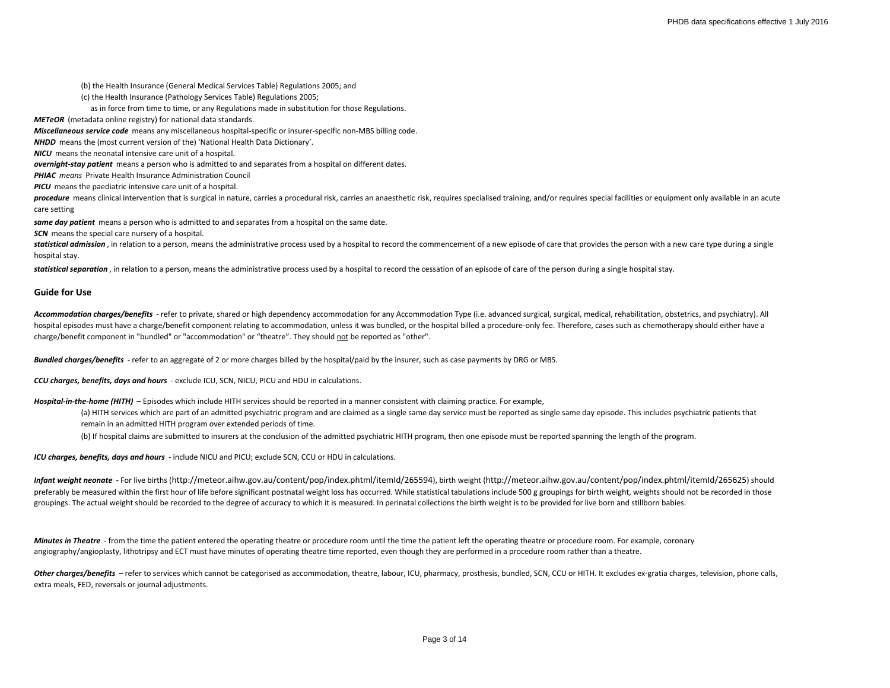(b) the Health Insurance (General Medical Services Table) Regulations 2005; and

(c) the Health Insurance (Pathology Services Table) Regulations 2005;

as in force from time to time, or any Regulations made in substitution for those Regulations.

***METeOR*** (metadata online registry) for national data standards.

***Miscellaneous service code*** means any miscellaneous hospital-specific or insurer-specific non-MBS billing code.

***NHDD*** means the (most current version of the) 'National Health Data Dictionary'.

***NICU*** means the neonatal intensive care unit of a hospital.

***overnight-stay patient*** means a person who is admitted to and separates from a hospital on different dates.

***PHIAC*** *means* Private Health Insurance Administration Council

***PICU*** means the paediatric intensive care unit of a hospital.

***procedure*** means clinical intervention that is surgical in nature, carries a procedural risk, carries an anaesthetic risk, requires specialised training, and/or requires special facilities or equipment only available in an acute care setting

***same day patient*** means a person who is admitted to and separates from a hospital on the same date.

***SCN*** means the special care nursery of a hospital.

***statistical admission***, in relation to a person, means the administrative process used by a hospital to record the commencement of a new episode of care that provides the person with a new care type during a single hospital stay.

***statistical separation***, in relation to a person, means the administrative process used by a hospital to record the cessation of an episode of care of the person during a single hospital stay.

## Guide for Use

***Accommodation charges/benefits*** - refer to private, shared or high dependency accommodation for any Accommodation Type (i.e. advanced surgical, surgical, medical, rehabilitation, obstetrics, and psychiatry). All hospital episodes must have a charge/benefit component relating to accommodation, unless it was bundled, or the hospital billed a procedure-only fee. Therefore, cases such as chemotherapy should either have a charge/benefit component in "bundled" or "accommodation" or "theatre". They should not be reported as "other".

***Bundled charges/benefits*** - refer to an aggregate of 2 or more charges billed by the hospital/paid by the insurer, such as case payments by DRG or MBS.

***CCU charges, benefits, days and hours*** - exclude ICU, SCN, NICU, PICU and HDU in calculations.

***Hospital-in-the-home (HITH)*** – Episodes which include HITH services should be reported in a manner consistent with claiming practice. For example,

(a) HITH services which are part of an admitted psychiatric program and are claimed as a single same day service must be reported as single same day episode. This includes psychiatric patients that remain in an admitted HITH program over extended periods of time.

(b) If hospital claims are submitted to insurers at the conclusion of the admitted psychiatric HITH program, then one episode must be reported spanning the length of the program.

***ICU charges, benefits, days and hours*** - include NICU and PICU; exclude SCN, CCU or HDU in calculations.

***Infant weight neonate*** - For live births (http://meteor.aihw.gov.au/content/pop/index.phtml/itemId/265594), birth weight (http://meteor.aihw.gov.au/content/pop/index.phtml/itemId/265625) should preferably be measured within the first hour of life before significant postnatal weight loss has occurred. While statistical tabulations include 500 g groupings for birth weight, weights should not be recorded in those groupings. The actual weight should be recorded to the degree of accuracy to which it is measured. In perinatal collections the birth weight is to be provided for live born and stillborn babies.

***Minutes in Theatre*** - from the time the patient entered the operating theatre or procedure room until the time the patient left the operating theatre or procedure room. For example, coronary angiography/angioplasty, lithotripsy and ECT must have minutes of operating theatre time reported, even though they are performed in a procedure room rather than a theatre.

***Other charges/benefits*** – refer to services which cannot be categorised as accommodation, theatre, labour, ICU, pharmacy, prosthesis, bundled, SCN, CCU or HITH. It excludes ex-gratia charges, television, phone calls, extra meals, FED, reversals or journal adjustments.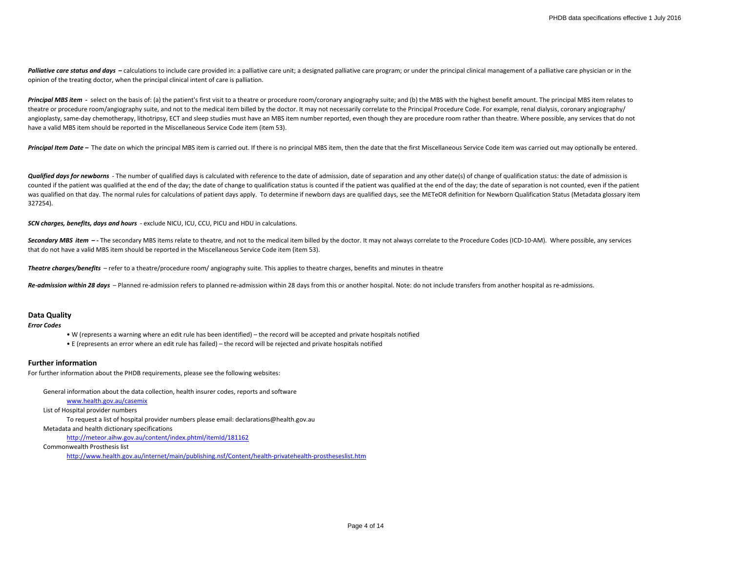***Palliative care status and days*** **–** calculations to include care provided in: a palliative care unit; a designated palliative care program; or under the principal clinical management of a palliative care physician or in the opinion of the treating doctor, when the principal clinical intent of care is palliation.

***Principal MBS item*** **-** select on the basis of: (a) the patient's first visit to a theatre or procedure room/coronary angiography suite; and (b) the MBS with the highest benefit amount. The principal MBS item relates to theatre or procedure room/angiography suite, and not to the medical item billed by the doctor. It may not necessarily correlate to the Principal Procedure Code. For example, renal dialysis, coronary angiography/ angioplasty, same-day chemotherapy, lithotripsy, ECT and sleep studies must have an MBS item number reported, even though they are procedure room rather than theatre. Where possible, any services that do not have a valid MBS item should be reported in the Miscellaneous Service Code item (item 53).

***Principal Item Date*** **–** The date on which the principal MBS item is carried out. If there is no principal MBS item, then the date that the first Miscellaneous Service Code item was carried out may optionally be entered.

***Qualified days for newborns*** - The number of qualified days is calculated with reference to the date of admission, date of separation and any other date(s) of change of qualification status: the date of admission is counted if the patient was qualified at the end of the day; the date of change to qualification status is counted if the patient was qualified at the end of the day; the date of separation is not counted, even if the patient was qualified on that day. The normal rules for calculations of patient days apply. To determine if newborn days are qualified days, see the METeOR definition for Newborn Qualification Status (Metadata glossary item 327254).

***SCN charges, benefits, days and hours*** - exclude NICU, ICU, CCU, PICU and HDU in calculations.

***Secondary MBS item*** **– -** The secondary MBS items relate to theatre, and not to the medical item billed by the doctor. It may not always correlate to the Procedure Codes (ICD-10-AM). Where possible, any services that do not have a valid MBS item should be reported in the Miscellaneous Service Code item (item 53).

***Theatre charges/benefits*** – refer to a theatre/procedure room/ angiography suite. This applies to theatre charges, benefits and minutes in theatre

***Re-admission within 28 days*** – Planned re-admission refers to planned re-admission within 28 days from this or another hospital. Note: do not include transfers from another hospital as re-admissions.

## Data Quality

***Error Codes***

- W (represents a warning where an edit rule has been identified) – the record will be accepted and private hospitals notified
- E (represents an error where an edit rule has failed) – the record will be rejected and private hospitals notified

## Further information

For further information about the PHDB requirements, please see the following websites:

General information about the data collection, health insurer codes, reports and software

www.health.gov.au/casemix

List of Hospital provider numbers

To request a list of hospital provider numbers please email: declarations@health.gov.au

Metadata and health dictionary specifications

http://meteor.aihw.gov.au/content/index.phtml/itemId/181162

Commonwealth Prosthesis list

http://www.health.gov.au/internet/main/publishing.nsf/Content/health-privatehealth-prostheseslist.htm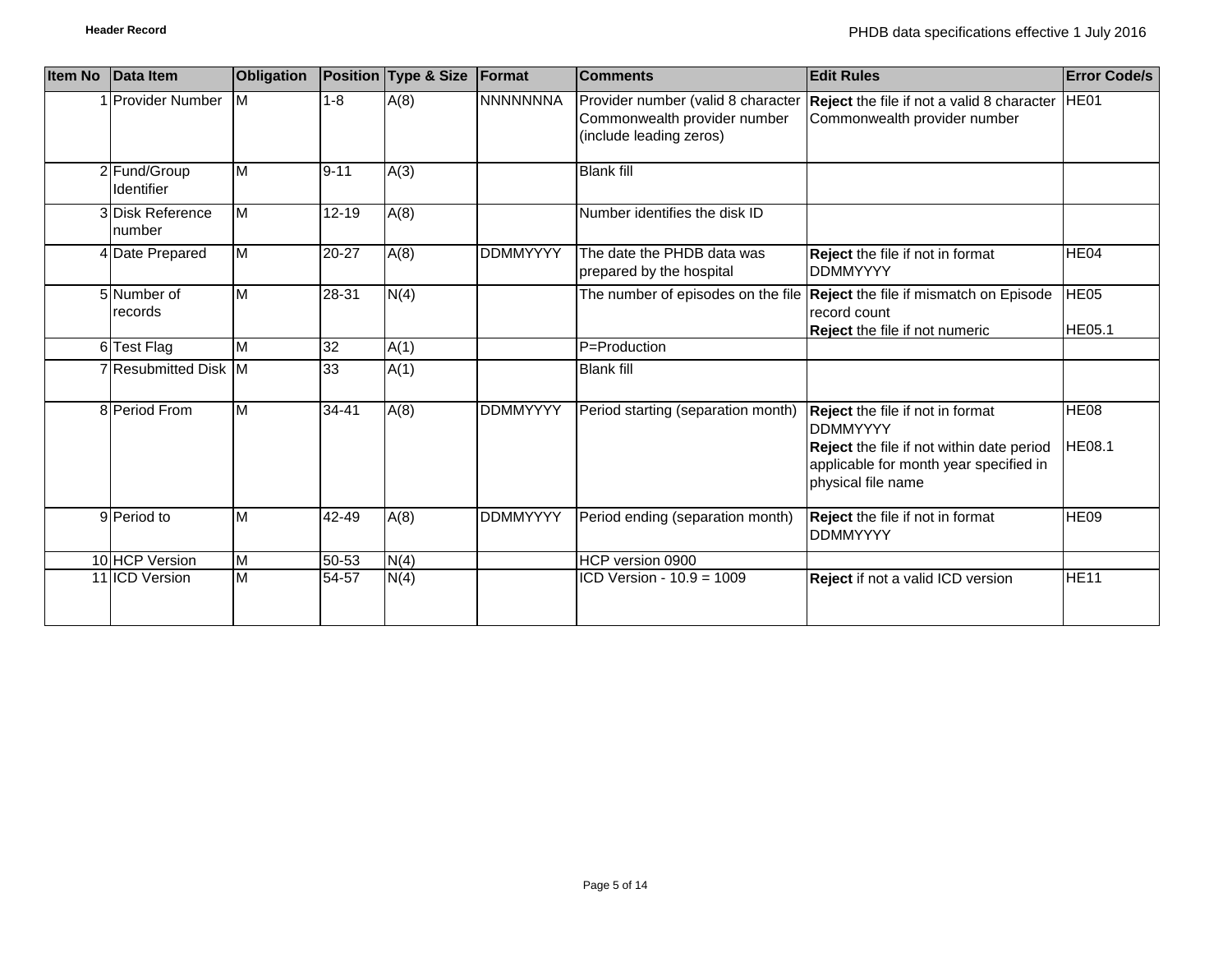# Header Record

| Item No | Data Item | Obligation | Position | Type & Size | Format | Comments | Edit Rules | Error Code/s |
|---|---|---|---|---|---|---|---|---|
| 1 | Provider Number | M | 1-8 | A(8) | NNNNNNNA | Provider number (valid 8 character Commonwealth provider number (include leading zeros) | **Reject** the file if not a valid 8 character Commonwealth provider number | HE01 |
| 2 | Fund/Group Identifier | M | 9-11 | A(3) | | Blank fill | | |
| 3 | Disk Reference number | M | 12-19 | A(8) | | Number identifies the disk ID | | |
| 4 | Date Prepared | M | 20-27 | A(8) | DDMMYYYY | The date the PHDB data was prepared by the hospital | **Reject** the file if not in format DDMMYYYY | HE04 |
| 5 | Number of records | M | 28-31 | N(4) | | The number of episodes on the file | **Reject** the file if mismatch on Episode record count<br>**Reject** the file if not numeric | HE05<br>HE05.1 |
| 6 | Test Flag | M | 32 | A(1) | | P=Production | | |
| 7 | Resubmitted Disk | M | 33 | A(1) | | Blank fill | | |
| 8 | Period From | M | 34-41 | A(8) | DDMMYYYY | Period starting (separation month) | **Reject** the file if not in format DDMMYYYY<br>**Reject** the file if not within date period applicable for month year specified in physical file name | HE08<br>HE08.1 |
| 9 | Period to | M | 42-49 | A(8) | DDMMYYYY | Period ending (separation month) | **Reject** the file if not in format DDMMYYYY | HE09 |
| 10 | HCP Version | M | 50-53 | N(4) | | HCP version 0900 | | |
| 11 | ICD Version | M | 54-57 | N(4) | | ICD Version - 10.9 = 1009 | **Reject** if not a valid ICD version | HE11 |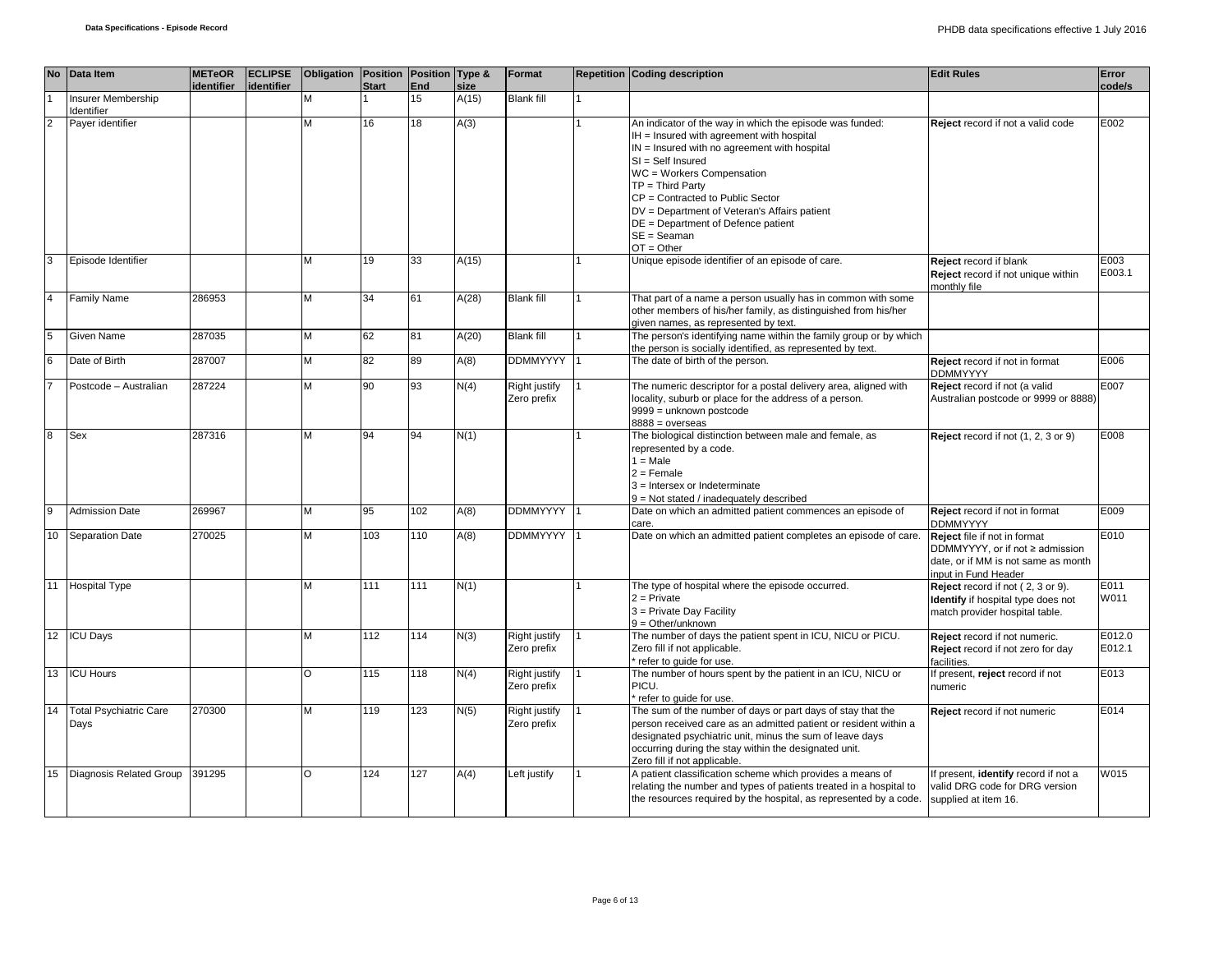| No | Data Item | METeOR identifier | ECLIPSE identifier | Obligation | Position Start | Position End | Type & size | Format | Repetition | Coding description | Edit Rules | Error code/s |
|---|---|---|---|---|---|---|---|---|---|---|---|---|
| 1 | Insurer Membership Identifier | | | M | 1 | 15 | A(15) | Blank fill | 1 | | | |
| 2 | Payer identifier | | | M | 16 | 18 | A(3) | | 1 | An indicator of the way in which the episode was funded:<br>IH = Insured with agreement with hospital<br>IN = Insured with no agreement with hospital<br>SI = Self Insured<br>WC = Workers Compensation<br>TP = Third Party<br>CP = Contracted to Public Sector<br>DV = Department of Veteran's Affairs patient<br>DE = Department of Defence patient<br>SE = Seaman<br>OT = Other | **Reject** record if not a valid code | E002 |
| 3 | Episode Identifier | | | M | 19 | 33 | A(15) | | 1 | Unique episode identifier of an episode of care. | **Reject** record if blank<br>**Reject** record if not unique within monthly file | E003<br>E003.1 |
| 4 | Family Name | 286953 | | M | 34 | 61 | A(28) | Blank fill | 1 | That part of a name a person usually has in common with some other members of his/her family, as distinguished from his/her given names, as represented by text. | | |
| 5 | Given Name | 287035 | | M | 62 | 81 | A(20) | Blank fill | 1 | The person's identifying name within the family group or by which the person is socially identified, as represented by text. | | |
| 6 | Date of Birth | 287007 | | M | 82 | 89 | A(8) | DDMMYYYY | 1 | The date of birth of the person. | **Reject** record if not in format DDMMYYYY | E006 |
| 7 | Postcode – Australian | 287224 | | M | 90 | 93 | N(4) | Right justify Zero prefix | 1 | The numeric descriptor for a postal delivery area, aligned with locality, suburb or place for the address of a person.<br>9999 = unknown postcode<br>8888 = overseas | **Reject** record if not (a valid Australian postcode or 9999 or 8888) | E007 |
| 8 | Sex | 287316 | | M | 94 | 94 | N(1) | | 1 | The biological distinction between male and female, as represented by a code.<br>1 = Male<br>2 = Female<br>3 = Intersex or Indeterminate<br>9 = Not stated / inadequately described | **Reject** record if not (1, 2, 3 or 9) | E008 |
| 9 | Admission Date | 269967 | | M | 95 | 102 | A(8) | DDMMYYYY | 1 | Date on which an admitted patient commences an episode of care. | **Reject** record if not in format DDMMYYYY | E009 |
| 10 | Separation Date | 270025 | | M | 103 | 110 | A(8) | DDMMYYYY | 1 | Date on which an admitted patient completes an episode of care. | **Reject** file if not in format DDMMYYYY, or if not ≥ admission date, or if MM is not same as month input in Fund Header | E010 |
| 11 | Hospital Type | | | M | 111 | 111 | N(1) | | 1 | The type of hospital where the episode occurred.<br>2 = Private<br>3 = Private Day Facility<br>9 = Other/unknown | **Reject** record if not ( 2, 3 or 9).<br>**Identify** if hospital type does not match provider hospital table. | E011<br>W011 |
| 12 | ICU Days | | | M | 112 | 114 | N(3) | Right justify Zero prefix | 1 | The number of days the patient spent in ICU, NICU or PICU.<br>Zero fill if not applicable.<br>* refer to guide for use. | **Reject** record if not numeric.<br>**Reject** record if not zero for day facilities. | E012.0<br>E012.1 |
| 13 | ICU Hours | | | O | 115 | 118 | N(4) | Right justify Zero prefix | 1 | The number of hours spent by the patient in an ICU, NICU or PICU.<br>* refer to guide for use. | If present, **reject** record if not numeric | E013 |
| 14 | Total Psychiatric Care Days | 270300 | | M | 119 | 123 | N(5) | Right justify Zero prefix | 1 | The sum of the number of days or part days of stay that the person received care as an admitted patient or resident within a designated psychiatric unit, minus the sum of leave days occurring during the stay within the designated unit.<br>Zero fill if not applicable. | **Reject** record if not numeric | E014 |
| 15 | Diagnosis Related Group | 391295 | | O | 124 | 127 | A(4) | Left justify | 1 | A patient classification scheme which provides a means of relating the number and types of patients treated in a hospital to the resources required by the hospital, as represented by a code. | If present, **identify** record if not a valid DRG code for DRG version supplied at item 16. | W015 |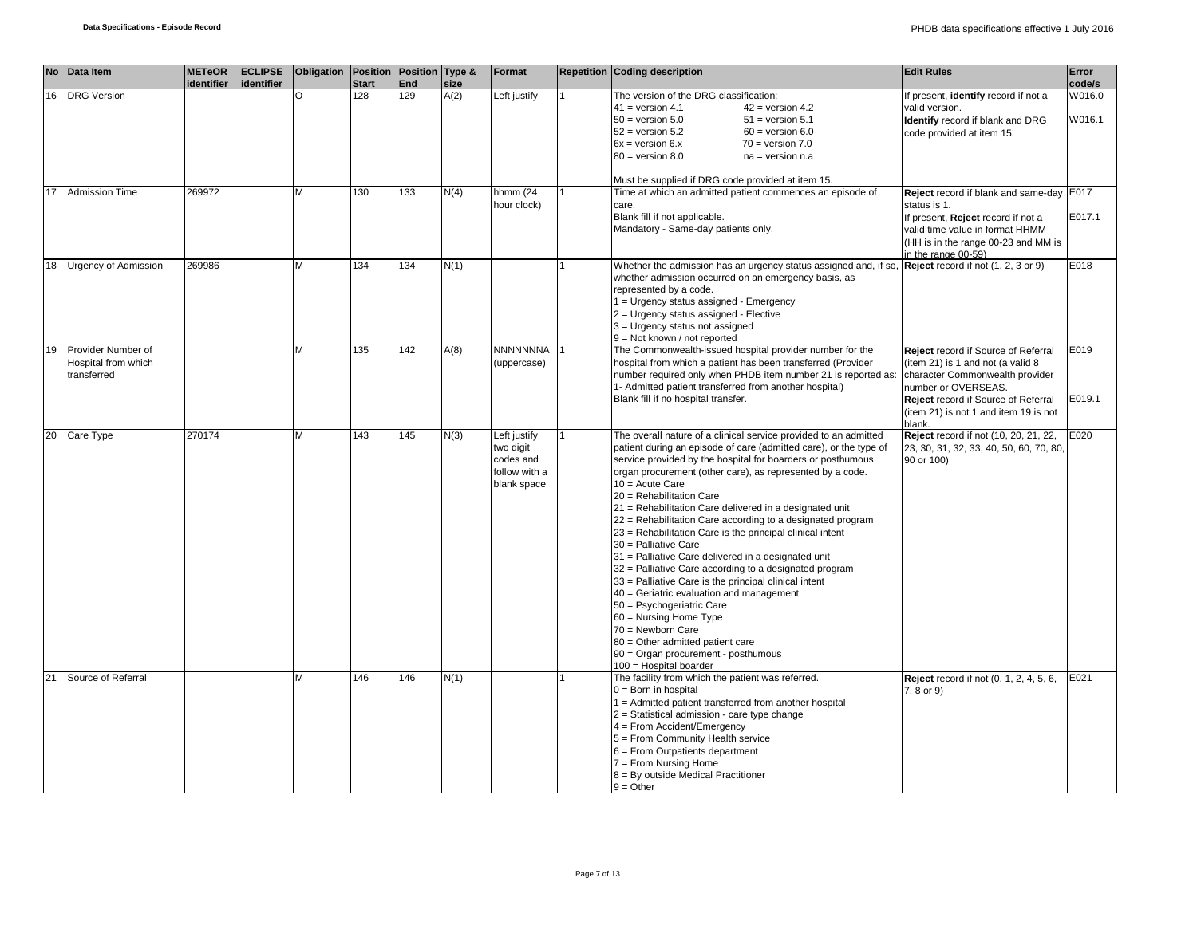| No | Data Item | METeOR identifier | ECLIPSE identifier | Obligation | Position Start | Position End | Type & size | Format | Repetition | Coding description | Edit Rules | Error code/s |
|---|---|---|---|---|---|---|---|---|---|---|---|---|
| 16 | DRG Version | | | O | 128 | 129 | A(2) | Left justify | 1 | The version of the DRG classification:<br>41 = version 4.1 42 = version 4.2<br>50 = version 5.0 51 = version 5.1<br>52 = version 5.2 60 = version 6.0<br>6x = version 6.x 70 = version 7.0<br>80 = version 8.0 na = version n.a<br><br>Must be supplied if DRG code provided at item 15. | If present, **identify** record if not a valid version.<br>**Identify** record if blank and DRG code provided at item 15. | W016.0<br><br>W016.1 |
| 17 | Admission Time | 269972 | | M | 130 | 133 | N(4) | hhmm (24 hour clock) | 1 | Time at which an admitted patient commences an episode of care.<br>Blank fill if not applicable.<br>Mandatory - Same-day patients only. | **Reject** record if blank and same-day status is 1.<br>If present, **Reject** record if not a valid time value in format HHMM (HH is in the range 00-23 and MM is in the range 00-59) | E017<br><br>E017.1 |
| 18 | Urgency of Admission | 269986 | | M | 134 | 134 | N(1) | | 1 | Whether the admission has an urgency status assigned and, if so, whether admission occurred on an emergency basis, as represented by a code.<br>1 = Urgency status assigned - Emergency<br>2 = Urgency status assigned - Elective<br>3 = Urgency status not assigned<br>9 = Not known / not reported | **Reject** record if not (1, 2, 3 or 9) | E018 |
| 19 | Provider Number of Hospital from which transferred | | | M | 135 | 142 | A(8) | NNNNNNNA (uppercase) | 1 | The Commonwealth-issued hospital provider number for the hospital from which a patient has been transferred (Provider number required only when PHDB item number 21 is reported as: 1- Admitted patient transferred from another hospital)<br>Blank fill if no hospital transfer. | **Reject** record if Source of Referral (item 21) is 1 and not (a valid 8 character Commonwealth provider number or OVERSEAS.<br>**Reject** record if Source of Referral (item 21) is not 1 and item 19 is not blank. | E019<br><br><br>E019.1 |
| 20 | Care Type | 270174 | | M | 143 | 145 | N(3) | Left justify two digit codes and follow with a blank space | 1 | The overall nature of a clinical service provided to an admitted patient during an episode of care (admitted care), or the type of service provided by the hospital for boarders or posthumous organ procurement (other care), as represented by a code.<br>10 = Acute Care<br>20 = Rehabilitation Care<br>21 = Rehabilitation Care delivered in a designated unit<br>22 = Rehabilitation Care according to a designated program<br>23 = Rehabilitation Care is the principal clinical intent<br>30 = Palliative Care<br>31 = Palliative Care delivered in a designated unit<br>32 = Palliative Care according to a designated program<br>33 = Palliative Care is the principal clinical intent<br>40 = Geriatric evaluation and management<br>50 = Psychogeriatric Care<br>60 = Nursing Home Type<br>70 = Newborn Care<br>80 = Other admitted patient care<br>90 = Organ procurement - posthumous<br>100 = Hospital boarder | **Reject** record if not (10, 20, 21, 22, 23, 30, 31, 32, 33, 40, 50, 60, 70, 80, 90 or 100) | E020 |
| 21 | Source of Referral | | | M | 146 | 146 | N(1) | | 1 | The facility from which the patient was referred.<br>0 = Born in hospital<br>1 = Admitted patient transferred from another hospital<br>2 = Statistical admission - care type change<br>4 = From Accident/Emergency<br>5 = From Community Health service<br>6 = From Outpatients department<br>7 = From Nursing Home<br>8 = By outside Medical Practitioner<br>9 = Other | **Reject** record if not (0, 1, 2, 4, 5, 6, 7, 8 or 9) | E021 |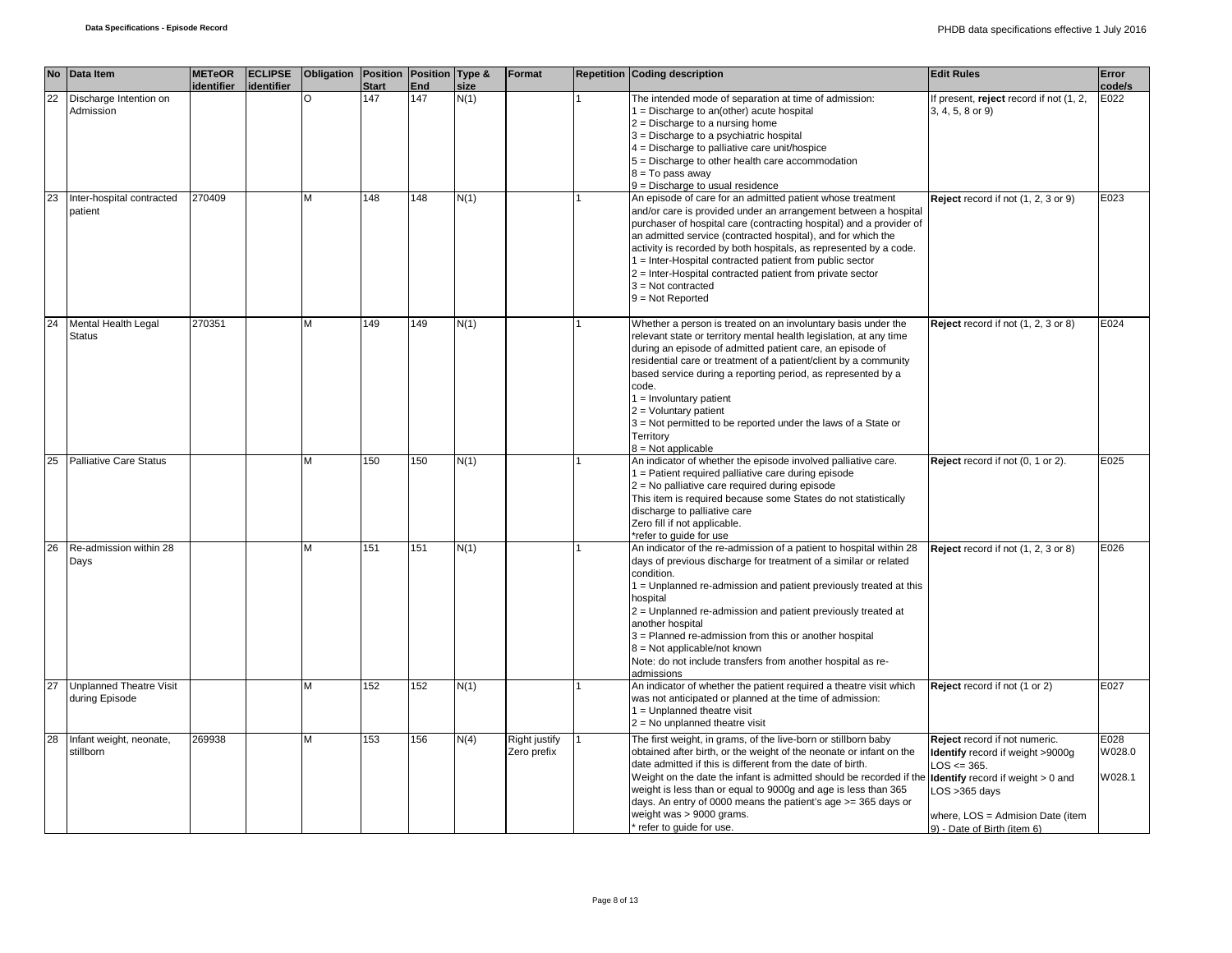| No | Data Item | METeOR identifier | ECLIPSE identifier | Obligation | Position Start | Position End | Type & size | Format | Repetition | Coding description | Edit Rules | Error code/s |
|---|---|---|---|---|---|---|---|---|---|---|---|---|
| 22 | Discharge Intention on Admission | | | O | 147 | 147 | N(1) | | 1 | The intended mode of separation at time of admission:<br>1 = Discharge to an(other) acute hospital<br>2 = Discharge to a nursing home<br>3 = Discharge to a psychiatric hospital<br>4 = Discharge to palliative care unit/hospice<br>5 = Discharge to other health care accommodation<br>8 = To pass away<br>9 = Discharge to usual residence | If present, **reject** record if not (1, 2, 3, 4, 5, 8 or 9) | E022 |
| 23 | Inter-hospital contracted patient | 270409 | | M | 148 | 148 | N(1) | | 1 | An episode of care for an admitted patient whose treatment and/or care is provided under an arrangement between a hospital purchaser of hospital care (contracting hospital) and a provider of an admitted service (contracted hospital), and for which the activity is recorded by both hospitals, as represented by a code.<br>1 = Inter-Hospital contracted patient from public sector<br>2 = Inter-Hospital contracted patient from private sector<br>3 = Not contracted<br>9 = Not Reported | **Reject** record if not (1, 2, 3 or 9) | E023 |
| 24 | Mental Health Legal Status | 270351 | | M | 149 | 149 | N(1) | | 1 | Whether a person is treated on an involuntary basis under the relevant state or territory mental health legislation, at any time during an episode of admitted patient care, an episode of residential care or treatment of a patient/client by a community based service during a reporting period, as represented by a code.<br>1 = Involuntary patient<br>2 = Voluntary patient<br>3 = Not permitted to be reported under the laws of a State or Territory<br>8 = Not applicable | **Reject** record if not (1, 2, 3 or 8) | E024 |
| 25 | Palliative Care Status | | | M | 150 | 150 | N(1) | | 1 | An indicator of whether the episode involved palliative care.<br>1 = Patient required palliative care during episode<br>2 = No palliative care required during episode<br>This item is required because some States do not statistically discharge to palliative care<br>Zero fill if not applicable.<br>*refer to guide for use | **Reject** record if not (0, 1 or 2). | E025 |
| 26 | Re-admission within 28 Days | | | M | 151 | 151 | N(1) | | 1 | An indicator of the re-admission of a patient to hospital within 28 days of previous discharge for treatment of a similar or related condition.<br>1 = Unplanned re-admission and patient previously treated at this hospital<br>2 = Unplanned re-admission and patient previously treated at another hospital<br>3 = Planned re-admission from this or another hospital<br>8 = Not applicable/not known<br>Note: do not include transfers from another hospital as re-admissions | **Reject** record if not (1, 2, 3 or 8) | E026 |
| 27 | Unplanned Theatre Visit during Episode | | | M | 152 | 152 | N(1) | | 1 | An indicator of whether the patient required a theatre visit which was not anticipated or planned at the time of admission:<br>1 = Unplanned theatre visit<br>2 = No unplanned theatre visit | **Reject** record if not (1 or 2) | E027 |
| 28 | Infant weight, neonate, stillborn | 269938 | | M | 153 | 156 | N(4) | Right justify Zero prefix | 1 | The first weight, in grams, of the live-born or stillborn baby obtained after birth, or the weight of the neonate or infant on the date admitted if this is different from the date of birth.<br>Weight on the date the infant is admitted should be recorded if the weight is less than or equal to 9000g and age is less than 365 days. An entry of 0000 means the patient's age >= 365 days or weight was > 9000 grams.<br>* refer to guide for use. | **Reject** record if not numeric.<br>**Identify** record if weight >9000g LOS <= 365.<br>**Identify** record if weight > 0 and LOS >365 days<br><br>where, LOS = Admision Date (item 9) - Date of Birth (item 6) | E028<br>W028.0<br><br>W028.1 |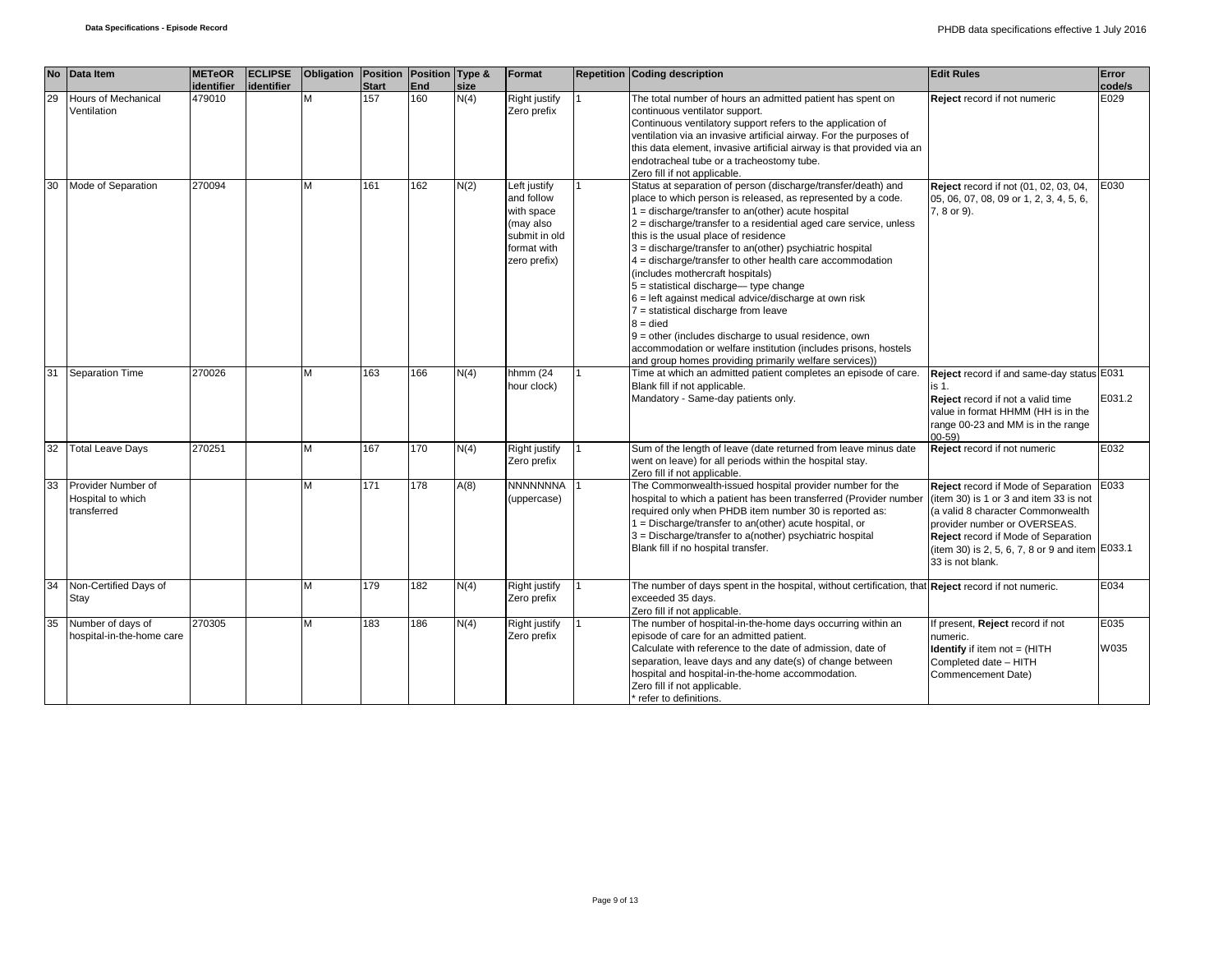| No | Data Item | METeOR identifier | ECLIPSE identifier | Obligation | Position Start | Position End | Type & size | Format | Repetition | Coding description | Edit Rules | Error code/s |
|---|---|---|---|---|---|---|---|---|---|---|---|---|
| 29 | Hours of Mechanical Ventilation | 479010 | | M | 157 | 160 | N(4) | Right justify Zero prefix | 1 | The total number of hours an admitted patient has spent on continuous ventilator support.<br>Continuous ventilatory support refers to the application of ventilation via an invasive artificial airway. For the purposes of this data element, invasive artificial airway is that provided via an endotracheal tube or a tracheostomy tube.<br>Zero fill if not applicable. | **Reject** record if not numeric | E029 |
| 30 | Mode of Separation | 270094 | | M | 161 | 162 | N(2) | Left justify and follow with space (may also submit in old format with zero prefix) | 1 | Status at separation of person (discharge/transfer/death) and place to which person is released, as represented by a code.<br>1 = discharge/transfer to an(other) acute hospital<br>2 = discharge/transfer to a residential aged care service, unless this is the usual place of residence<br>3 = discharge/transfer to an(other) psychiatric hospital<br>4 = discharge/transfer to other health care accommodation (includes mothercraft hospitals)<br>5 = statistical discharge— type change<br>6 = left against medical advice/discharge at own risk<br>7 = statistical discharge from leave<br>8 = died<br>9 = other (includes discharge to usual residence, own accommodation or welfare institution (includes prisons, hostels and group homes providing primarily welfare services)) | **Reject** record if not (01, 02, 03, 04, 05, 06, 07, 08, 09 or 1, 2, 3, 4, 5, 6, 7, 8 or 9). | E030 |
| 31 | Separation Time | 270026 | | M | 163 | 166 | N(4) | hhmm (24 hour clock) | 1 | Time at which an admitted patient completes an episode of care.<br>Blank fill if not applicable.<br>Mandatory - Same-day patients only. | **Reject** record if and same-day status is 1.<br>**Reject** record if not a valid time value in format HHMM (HH is in the range 00-23 and MM is in the range 00-59) | E031<br>E031.2 |
| 32 | Total Leave Days | 270251 | | M | 167 | 170 | N(4) | Right justify Zero prefix | 1 | Sum of the length of leave (date returned from leave minus date went on leave) for all periods within the hospital stay.<br>Zero fill if not applicable. | **Reject** record if not numeric | E032 |
| 33 | Provider Number of Hospital to which transferred | | | M | 171 | 178 | A(8) | NNNNNNNA (uppercase) | 1 | The Commonwealth-issued hospital provider number for the hospital to which a patient has been transferred (Provider number required only when PHDB item number 30 is reported as:<br>1 = Discharge/transfer to an(other) acute hospital, or<br>3 = Discharge/transfer to a(nother) psychiatric hospital<br>Blank fill if no hospital transfer. | **Reject** record if Mode of Separation (item 30) is 1 or 3 and item 33 is not (a valid 8 character Commonwealth provider number or OVERSEAS.<br>**Reject** record if Mode of Separation (item 30) is 2, 5, 6, 7, 8 or 9 and item 33 is not blank. | E033<br>E033.1 |
| 34 | Non-Certified Days of Stay | | | M | 179 | 182 | N(4) | Right justify Zero prefix | 1 | The number of days spent in the hospital, without certification, that exceeded 35 days.<br>Zero fill if not applicable. | **Reject** record if not numeric. | E034 |
| 35 | Number of days of hospital-in-the-home care | 270305 | | M | 183 | 186 | N(4) | Right justify Zero prefix | 1 | The number of hospital-in-the-home days occurring within an episode of care for an admitted patient.<br>Calculate with reference to the date of admission, date of separation, leave days and any date(s) of change between hospital and hospital-in-the-home accommodation.<br>Zero fill if not applicable.<br>* refer to definitions. | If present, **Reject** record if not numeric.<br>**Identify** if item not = (HITH Completed date – HITH Commencement Date) | E035<br>W035 |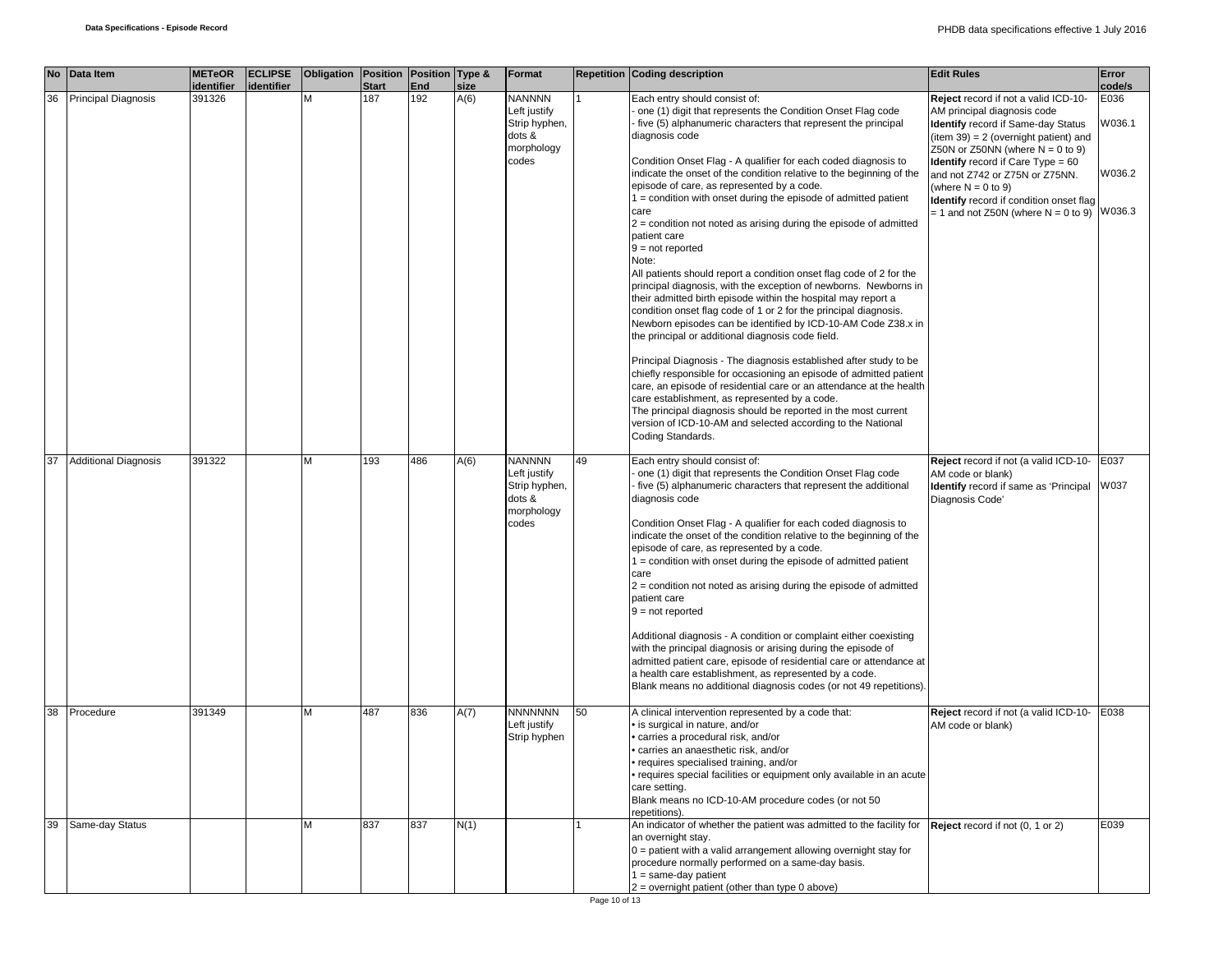| No | Data Item | METeOR identifier | ECLIPSE identifier | Obligation | Position Start | Position End | Type & size | Format | Repetition | Coding description | Edit Rules | Error code/s |
|---|---|---|---|---|---|---|---|---|---|---|---|---|
| 36 | Principal Diagnosis | 391326 | | M | 187 | 192 | A(6) | NANNNN Left justify Strip hyphen, dots & morphology codes | 1 | Each entry should consist of:<br>- one (1) digit that represents the Condition Onset Flag code<br>- five (5) alphanumeric characters that represent the principal diagnosis code<br><br>Condition Onset Flag - A qualifier for each coded diagnosis to indicate the onset of the condition relative to the beginning of the episode of care, as represented by a code.<br>1 = condition with onset during the episode of admitted patient care<br>2 = condition not noted as arising during the episode of admitted patient care<br>9 = not reported<br>Note:<br>All patients should report a condition onset flag code of 2 for the principal diagnosis, with the exception of newborns. Newborns in their admitted birth episode within the hospital may report a condition onset flag code of 1 or 2 for the principal diagnosis. Newborn episodes can be identified by ICD-10-AM Code Z38.x in the principal or additional diagnosis code field.<br><br>Principal Diagnosis - The diagnosis established after study to be chiefly responsible for occasioning an episode of admitted patient care, an episode of residential care or an attendance at the health care establishment, as represented by a code.<br>The principal diagnosis should be reported in the most current version of ICD-10-AM and selected according to the National Coding Standards. | **Reject** record if not a valid ICD-10-AM principal diagnosis code<br>**Identify** record if Same-day Status (item 39) = 2 (overnight patient) and Z50N or Z50NN (where N = 0 to 9)<br>**Identify** record if Care Type = 60 and not Z742 or Z75N or Z75NN. (where N = 0 to 9)<br>**Identify** record if condition onset flag = 1 and not Z50N (where N = 0 to 9) | E036<br><br>W036.1<br><br>W036.2<br><br>W036.3 |
| 37 | Additional Diagnosis | 391322 | | M | 193 | 486 | A(6) | NANNNN Left justify Strip hyphen, dots & morphology codes | 49 | Each entry should consist of:<br>- one (1) digit that represents the Condition Onset Flag code<br>- five (5) alphanumeric characters that represent the additional diagnosis code<br><br>Condition Onset Flag - A qualifier for each coded diagnosis to indicate the onset of the condition relative to the beginning of the episode of care, as represented by a code.<br>1 = condition with onset during the episode of admitted patient care<br>2 = condition not noted as arising during the episode of admitted patient care<br>9 = not reported<br><br>Additional diagnosis - A condition or complaint either coexisting with the principal diagnosis or arising during the episode of admitted patient care, episode of residential care or attendance at a health care establishment, as represented by a code.<br>Blank means no additional diagnosis codes (or not 49 repetitions). | **Reject** record if not (a valid ICD-10-AM code or blank)<br>**Identify** record if same as 'Principal Diagnosis Code' | E037<br><br>W037 |
| 38 | Procedure | 391349 | | M | 487 | 836 | A(7) | NNNNNNN Left justify Strip hyphen | 50 | A clinical intervention represented by a code that:<br>• is surgical in nature, and/or<br>• carries a procedural risk, and/or<br>• carries an anaesthetic risk, and/or<br>• requires specialised training, and/or<br>• requires special facilities or equipment only available in an acute care setting.<br>Blank means no ICD-10-AM procedure codes (or not 50 repetitions). | **Reject** record if not (a valid ICD-10-AM code or blank) | E038 |
| 39 | Same-day Status | | | M | 837 | 837 | N(1) | | 1 | An indicator of whether the patient was admitted to the facility for an overnight stay.<br>0 = patient with a valid arrangement allowing overnight stay for procedure normally performed on a same-day basis.<br>1 = same-day patient<br>2 = overnight patient (other than type 0 above) | **Reject** record if not (0, 1 or 2) | E039 |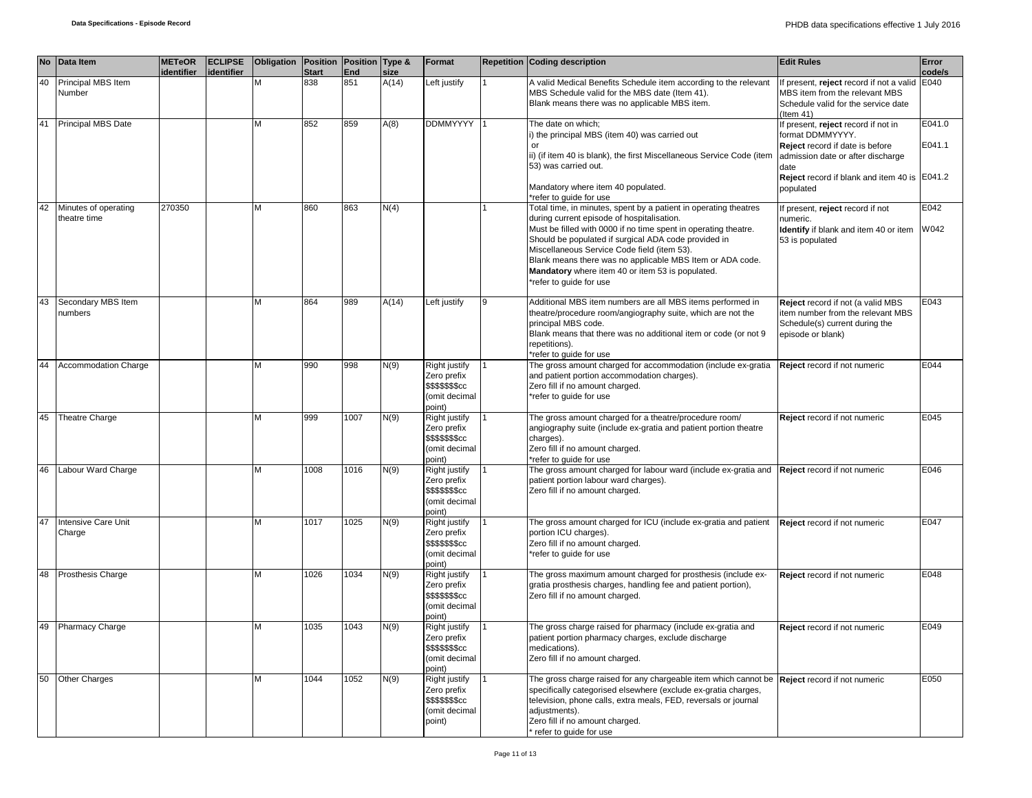| No | Data Item | METeOR identifier | ECLIPSE identifier | Obligation | Position Start | Position End | Type & size | Format | Repetition | Coding description | Edit Rules | Error code/s |
|---|---|---|---|---|---|---|---|---|---|---|---|---|
| 40 | Principal MBS Item Number | | | M | 838 | 851 | A(14) | Left justify | 1 | A valid Medical Benefits Schedule item according to the relevant MBS Schedule valid for the MBS date (Item 41).<br>Blank means there was no applicable MBS item. | If present, **reject** record if not a valid MBS item from the relevant MBS Schedule valid for the service date (Item 41) | E040 |
| 41 | Principal MBS Date | | | M | 852 | 859 | A(8) | DDMMYYYY | 1 | The date on which;<br>i) the principal MBS (item 40) was carried out<br>or<br>ii) (if item 40 is blank), the first Miscellaneous Service Code (item 53) was carried out.<br><br>Mandatory where item 40 populated.<br>*refer to guide for use | If present, **reject** record if not in format DDMMYYYY.<br>**Reject** record if date is before admission date or after discharge date<br>**Reject** record if blank and item 40 is populated | E041.0<br><br>E041.1<br><br>E041.2 |
| 42 | Minutes of operating theatre time | 270350 | | M | 860 | 863 | N(4) | | 1 | Total time, in minutes, spent by a patient in operating theatres during current episode of hospitalisation.<br>Must be filled with 0000 if no time spent in operating theatre.<br>Should be populated if surgical ADA code provided in Miscellaneous Service Code field (item 53).<br>Blank means there was no applicable MBS Item or ADA code.<br>**Mandatory** where item 40 or item 53 is populated.<br>*refer to guide for use | If present, **reject** record if not numeric.<br>**Identify** if blank and item 40 or item 53 is populated | E042<br>W042 |
| 43 | Secondary MBS Item numbers | | | M | 864 | 989 | A(14) | Left justify | 9 | Additional MBS item numbers are all MBS items performed in theatre/procedure room/angiography suite, which are not the principal MBS code.<br>Blank means that there was no additional item or code (or not 9 repetitions).<br>*refer to guide for use | **Reject** record if not (a valid MBS item number from the relevant MBS Schedule(s) current during the episode or blank) | E043 |
| 44 | Accommodation Charge | | | M | 990 | 998 | N(9) | Right justify Zero prefix $$$$$$$cc (omit decimal point) | 1 | The gross amount charged for accommodation (include ex-gratia and patient portion accommodation charges).<br>Zero fill if no amount charged.<br>*refer to guide for use | **Reject** record if not numeric | E044 |
| 45 | Theatre Charge | | | M | 999 | 1007 | N(9) | Right justify Zero prefix $$$$$$$cc (omit decimal point) | 1 | The gross amount charged for a theatre/procedure room/ angiography suite (include ex-gratia and patient portion theatre charges).<br>Zero fill if no amount charged.<br>*refer to guide for use | **Reject** record if not numeric | E045 |
| 46 | Labour Ward Charge | | | M | 1008 | 1016 | N(9) | Right justify Zero prefix $$$$$$$cc (omit decimal point) | 1 | The gross amount charged for labour ward (include ex-gratia and patient portion labour ward charges).<br>Zero fill if no amount charged. | **Reject** record if not numeric | E046 |
| 47 | Intensive Care Unit Charge | | | M | 1017 | 1025 | N(9) | Right justify Zero prefix $$$$$$$cc (omit decimal point) | 1 | The gross amount charged for ICU (include ex-gratia and patient portion ICU charges).<br>Zero fill if no amount charged.<br>*refer to guide for use | **Reject** record if not numeric | E047 |
| 48 | Prosthesis Charge | | | M | 1026 | 1034 | N(9) | Right justify Zero prefix $$$$$$$cc (omit decimal point) | 1 | The gross maximum amount charged for prosthesis (include ex-gratia prosthesis charges, handling fee and patient portion),<br>Zero fill if no amount charged. | **Reject** record if not numeric | E048 |
| 49 | Pharmacy Charge | | | M | 1035 | 1043 | N(9) | Right justify Zero prefix $$$$$$$cc (omit decimal point) | 1 | The gross charge raised for pharmacy (include ex-gratia and patient portion pharmacy charges, exclude discharge medications).<br>Zero fill if no amount charged. | **Reject** record if not numeric | E049 |
| 50 | Other Charges | | | M | 1044 | 1052 | N(9) | Right justify Zero prefix $$$$$$$cc (omit decimal point) | 1 | The gross charge raised for any chargeable item which cannot be specifically categorised elsewhere (exclude ex-gratia charges, television, phone calls, extra meals, FED, reversals or journal adjustments).<br>Zero fill if no amount charged.<br>* refer to guide for use | **Reject** record if not numeric | E050 |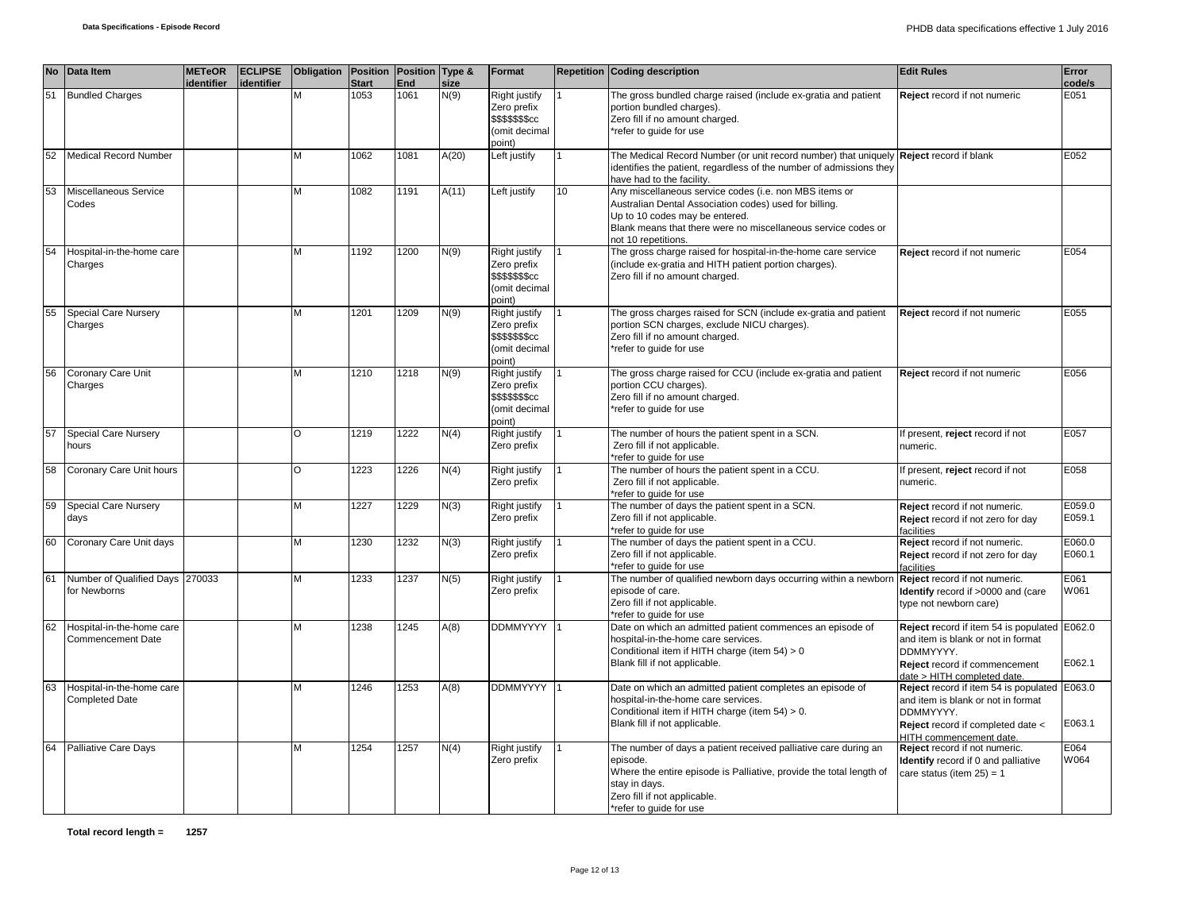| No | Data Item | METeOR identifier | ECLIPSE identifier | Obligation | Position Start | Position End | Type & size | Format | Repetition | Coding description | Edit Rules | Error code/s |
|---|---|---|---|---|---|---|---|---|---|---|---|---|
| 51 | Bundled Charges | | | M | 1053 | 1061 | N(9) | Right justify Zero prefix $$$$$$$cc (omit decimal point) | 1 | The gross bundled charge raised (include ex-gratia and patient portion bundled charges).<br>Zero fill if no amount charged.<br>*refer to guide for use | **Reject** record if not numeric | E051 |
| 52 | Medical Record Number | | | M | 1062 | 1081 | A(20) | Left justify | 1 | The Medical Record Number (or unit record number) that uniquely identifies the patient, regardless of the number of admissions they have had to the facility. | **Reject** record if blank | E052 |
| 53 | Miscellaneous Service Codes | | | M | 1082 | 1191 | A(11) | Left justify | 10 | Any miscellaneous service codes (i.e. non MBS items or Australian Dental Association codes) used for billing.<br>Up to 10 codes may be entered.<br>Blank means that there were no miscellaneous service codes or not 10 repetitions. | | |
| 54 | Hospital-in-the-home care Charges | | | M | 1192 | 1200 | N(9) | Right justify Zero prefix $$$$$$$cc (omit decimal point) | 1 | The gross charge raised for hospital-in-the-home care service (include ex-gratia and HITH patient portion charges).<br>Zero fill if no amount charged. | **Reject** record if not numeric | E054 |
| 55 | Special Care Nursery Charges | | | M | 1201 | 1209 | N(9) | Right justify Zero prefix $$$$$$$cc (omit decimal point) | 1 | The gross charges raised for SCN (include ex-gratia and patient portion SCN charges, exclude NICU charges).<br>Zero fill if no amount charged.<br>*refer to guide for use | **Reject** record if not numeric | E055 |
| 56 | Coronary Care Unit Charges | | | M | 1210 | 1218 | N(9) | Right justify Zero prefix $$$$$$$cc (omit decimal point) | 1 | The gross charge raised for CCU (include ex-gratia and patient portion CCU charges).<br>Zero fill if no amount charged.<br>*refer to guide for use | **Reject** record if not numeric | E056 |
| 57 | Special Care Nursery hours | | | O | 1219 | 1222 | N(4) | Right justify Zero prefix | 1 | The number of hours the patient spent in a SCN.<br>Zero fill if not applicable.<br>*refer to guide for use | If present, **reject** record if not numeric. | E057 |
| 58 | Coronary Care Unit hours | | | O | 1223 | 1226 | N(4) | Right justify Zero prefix | 1 | The number of hours the patient spent in a CCU.<br>Zero fill if not applicable.<br>*refer to guide for use | If present, **reject** record if not numeric. | E058 |
| 59 | Special Care Nursery days | | | M | 1227 | 1229 | N(3) | Right justify Zero prefix | 1 | The number of days the patient spent in a SCN.<br>Zero fill if not applicable.<br>*refer to guide for use | **Reject** record if not numeric.<br>**Reject** record if not zero for day facilities | E059.0<br>E059.1 |
| 60 | Coronary Care Unit days | | | M | 1230 | 1232 | N(3) | Right justify Zero prefix | 1 | The number of days the patient spent in a CCU.<br>Zero fill if not applicable.<br>*refer to guide for use | **Reject** record if not numeric.<br>**Reject** record if not zero for day facilities | E060.0<br>E060.1 |
| 61 | Number of Qualified Days for Newborns | 270033 | | M | 1233 | 1237 | N(5) | Right justify Zero prefix | 1 | The number of qualified newborn days occurring within a newborn episode of care.<br>Zero fill if not applicable.<br>*refer to guide for use | **Reject** record if not numeric.<br>**Identify** record if >0000 and (care type not newborn care) | E061<br>W061 |
| 62 | Hospital-in-the-home care Commencement Date | | | M | 1238 | 1245 | A(8) | DDMMYYYY | 1 | Date on which an admitted patient commences an episode of hospital-in-the-home care services.<br>Conditional item if HITH charge (item 54) > 0<br>Blank fill if not applicable. | **Reject** record if item 54 is populated and item is blank or not in format DDMMYYYY.<br>**Reject** record if commencement date > HITH completed date. | E062.0<br>E062.1 |
| 63 | Hospital-in-the-home care Completed Date | | | M | 1246 | 1253 | A(8) | DDMMYYYY | 1 | Date on which an admitted patient completes an episode of hospital-in-the-home care services.<br>Conditional item if HITH charge (item 54) > 0.<br>Blank fill if not applicable. | **Reject** record if item 54 is populated and item is blank or not in format DDMMYYYY.<br>**Reject** record if completed date < HITH commencement date. | E063.0<br>E063.1 |
| 64 | Palliative Care Days | | | M | 1254 | 1257 | N(4) | Right justify Zero prefix | 1 | The number of days a patient received palliative care during an episode.<br>Where the entire episode is Palliative, provide the total length of stay in days.<br>Zero fill if not applicable.<br>*refer to guide for use | **Reject** record if not numeric.<br>**Identify** record if 0 and palliative care status (item 25) = 1 | E064<br>W064 |

**Total record length = 1257**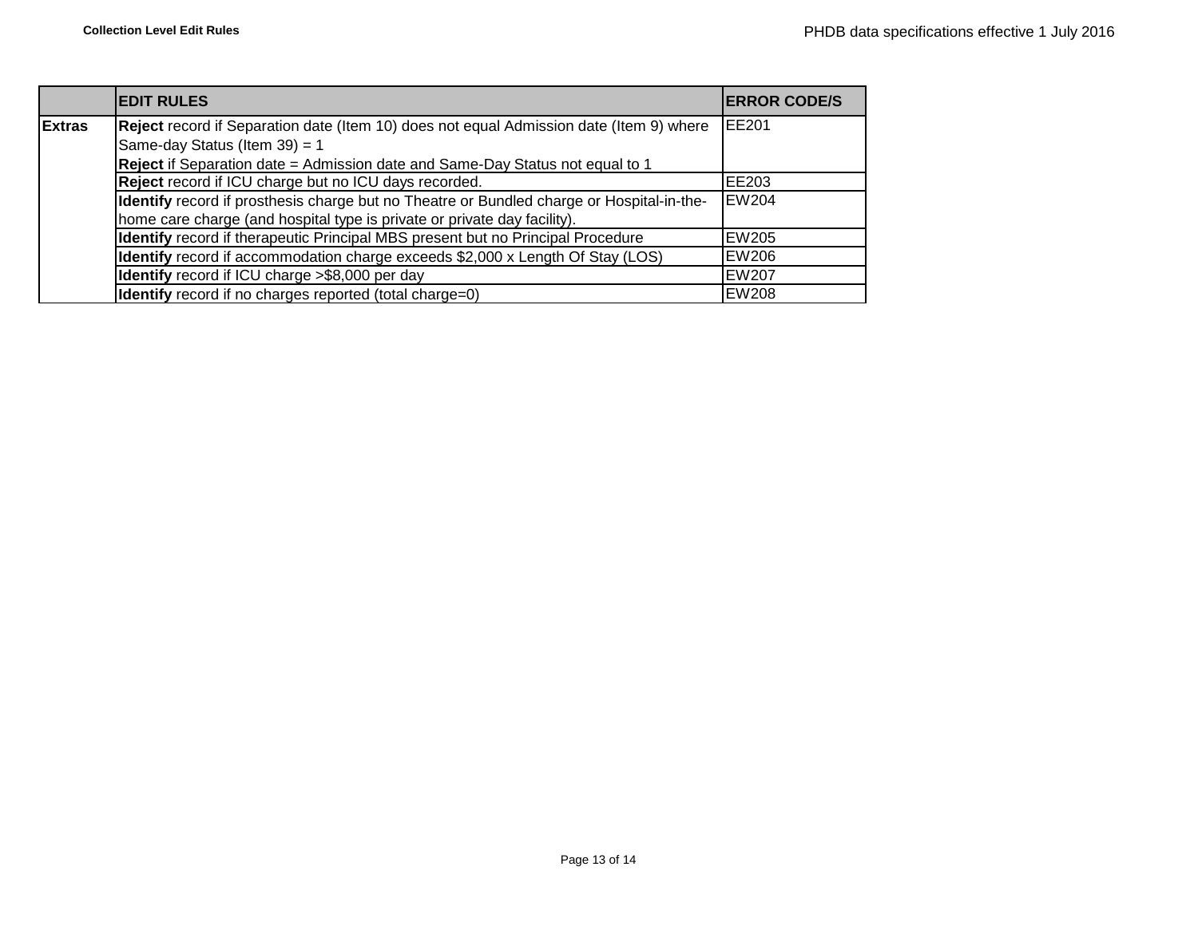| | EDIT RULES | ERROR CODE/S |
|---|---|---|
| **Extras** | **Reject** record if Separation date (Item 10) does not equal Admission date (Item 9) where Same-day Status (Item 39) = 1<br>**Reject** if Separation date = Admission date and Same-Day Status not equal to 1 | EE201 |
| | **Reject** record if ICU charge but no ICU days recorded. | EE203 |
| | **Identify** record if prosthesis charge but no Theatre or Bundled charge or Hospital-in-the-home care charge (and hospital type is private or private day facility). | EW204 |
| | **Identify** record if therapeutic Principal MBS present but no Principal Procedure | EW205 |
| | **Identify** record if accommodation charge exceeds $2,000 x Length Of Stay (LOS) | EW206 |
| | **Identify** record if ICU charge >$8,000 per day | EW207 |
| | **Identify** record if no charges reported (total charge=0) | EW208 |